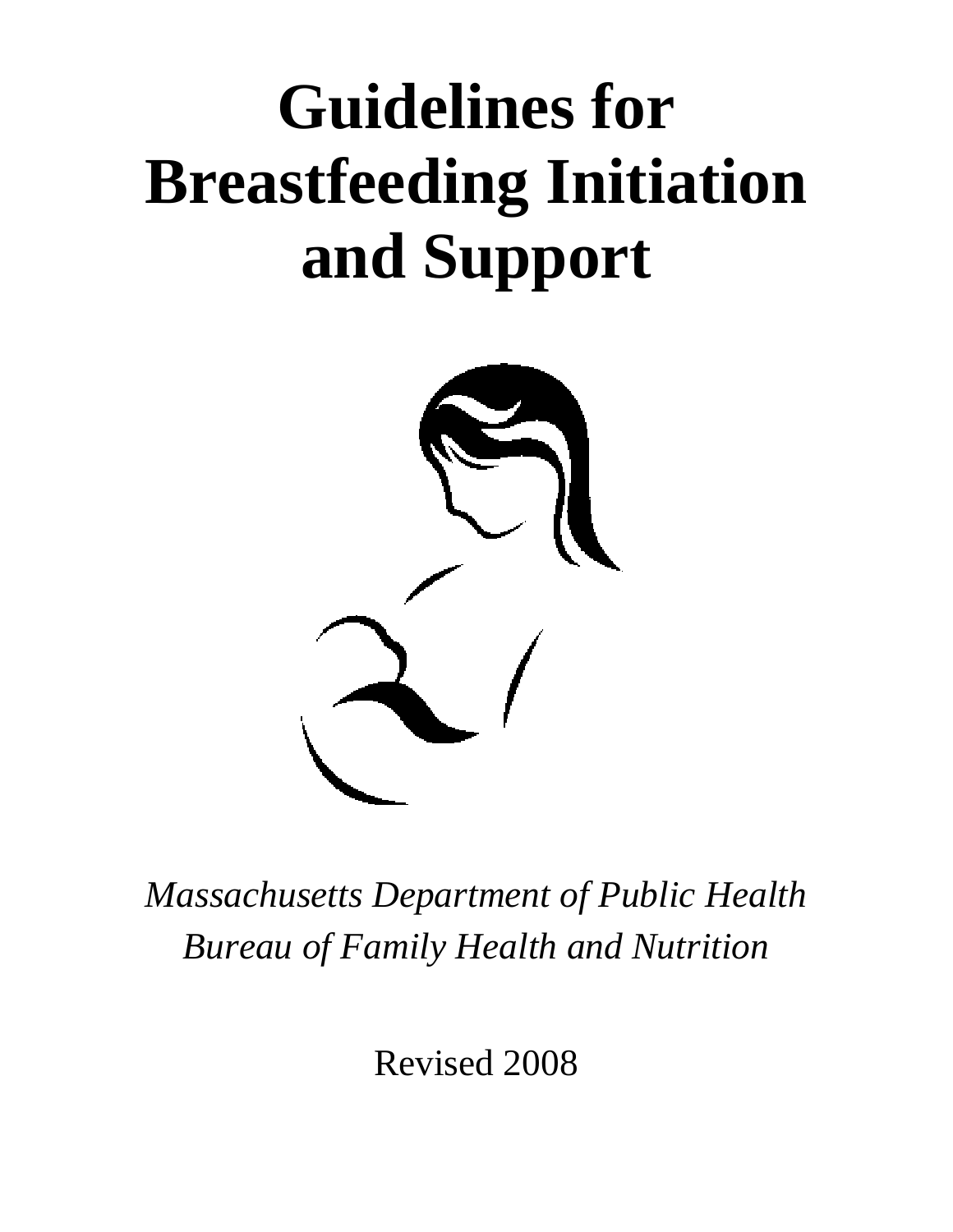# Guidelines for Breastfeeding Initiation and Support

*Massachusetts Department of Public Health*
*Bureau of Family Health and Nutrition*

Revised 2008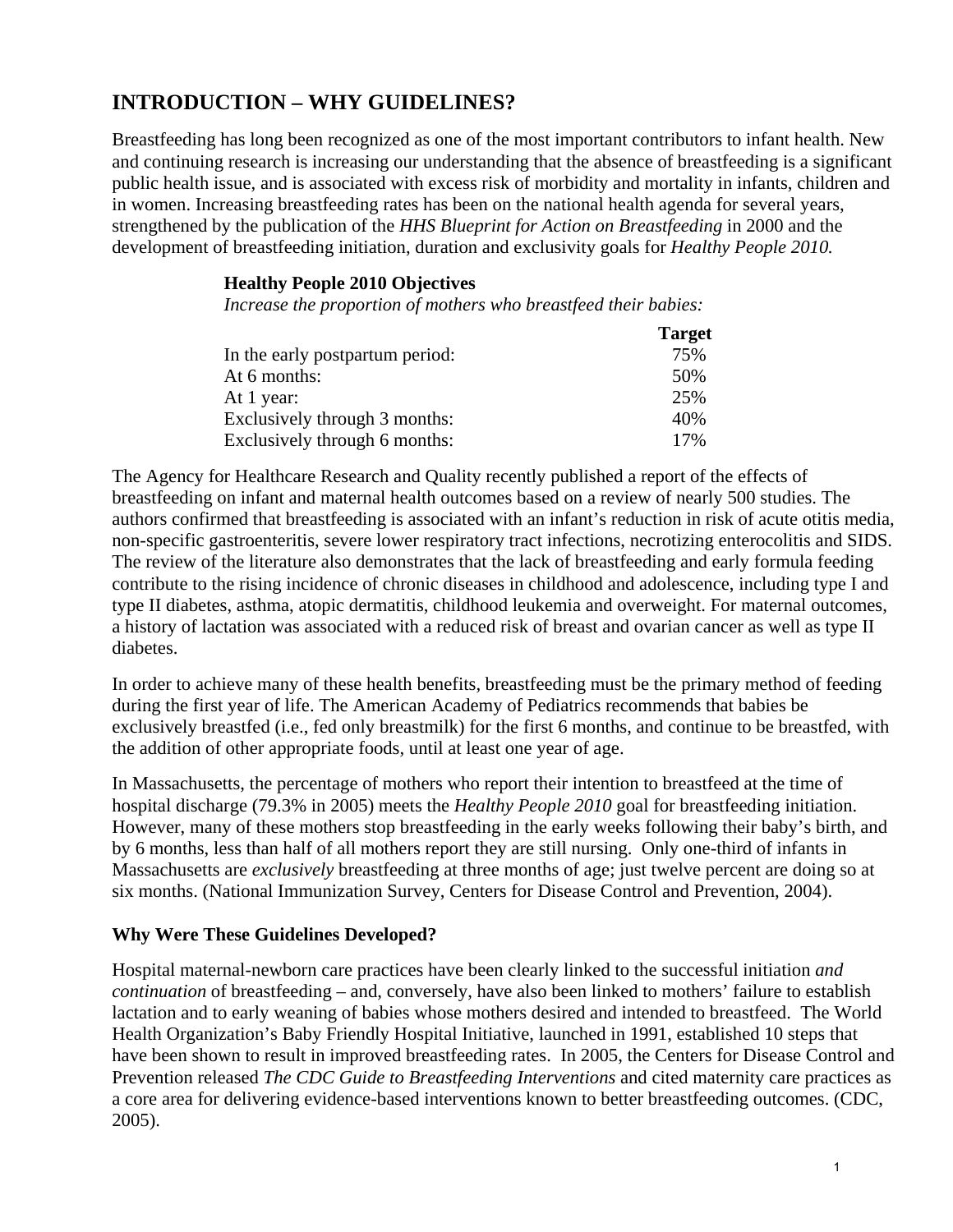## INTRODUCTION – WHY GUIDELINES?

Breastfeeding has long been recognized as one of the most important contributors to infant health. New and continuing research is increasing our understanding that the absence of breastfeeding is a significant public health issue, and is associated with excess risk of morbidity and mortality in infants, children and in women. Increasing breastfeeding rates has been on the national health agenda for several years, strengthened by the publication of the *HHS Blueprint for Action on Breastfeeding* in 2000 and the development of breastfeeding initiation, duration and exclusivity goals for *Healthy People 2010.*

**Healthy People 2010 Objectives**

*Increase the proportion of mothers who breastfeed their babies:*

| | **Target** |
|---|---|
| In the early postpartum period: | 75% |
| At 6 months: | 50% |
| At 1 year: | 25% |
| Exclusively through 3 months: | 40% |
| Exclusively through 6 months: | 17% |

The Agency for Healthcare Research and Quality recently published a report of the effects of breastfeeding on infant and maternal health outcomes based on a review of nearly 500 studies. The authors confirmed that breastfeeding is associated with an infant's reduction in risk of acute otitis media, non-specific gastroenteritis, severe lower respiratory tract infections, necrotizing enterocolitis and SIDS. The review of the literature also demonstrates that the lack of breastfeeding and early formula feeding contribute to the rising incidence of chronic diseases in childhood and adolescence, including type I and type II diabetes, asthma, atopic dermatitis, childhood leukemia and overweight. For maternal outcomes, a history of lactation was associated with a reduced risk of breast and ovarian cancer as well as type II diabetes.

In order to achieve many of these health benefits, breastfeeding must be the primary method of feeding during the first year of life. The American Academy of Pediatrics recommends that babies be exclusively breastfed (i.e., fed only breastmilk) for the first 6 months, and continue to be breastfed, with the addition of other appropriate foods, until at least one year of age.

In Massachusetts, the percentage of mothers who report their intention to breastfeed at the time of hospital discharge (79.3% in 2005) meets the *Healthy People 2010* goal for breastfeeding initiation. However, many of these mothers stop breastfeeding in the early weeks following their baby's birth, and by 6 months, less than half of all mothers report they are still nursing. Only one-third of infants in Massachusetts are *exclusively* breastfeeding at three months of age; just twelve percent are doing so at six months. (National Immunization Survey, Centers for Disease Control and Prevention, 2004).

### Why Were These Guidelines Developed?

Hospital maternal-newborn care practices have been clearly linked to the successful initiation *and continuation* of breastfeeding – and, conversely, have also been linked to mothers' failure to establish lactation and to early weaning of babies whose mothers desired and intended to breastfeed. The World Health Organization's Baby Friendly Hospital Initiative, launched in 1991, established 10 steps that have been shown to result in improved breastfeeding rates. In 2005, the Centers for Disease Control and Prevention released *The CDC Guide to Breastfeeding Interventions* and cited maternity care practices as a core area for delivering evidence-based interventions known to better breastfeeding outcomes. (CDC, 2005).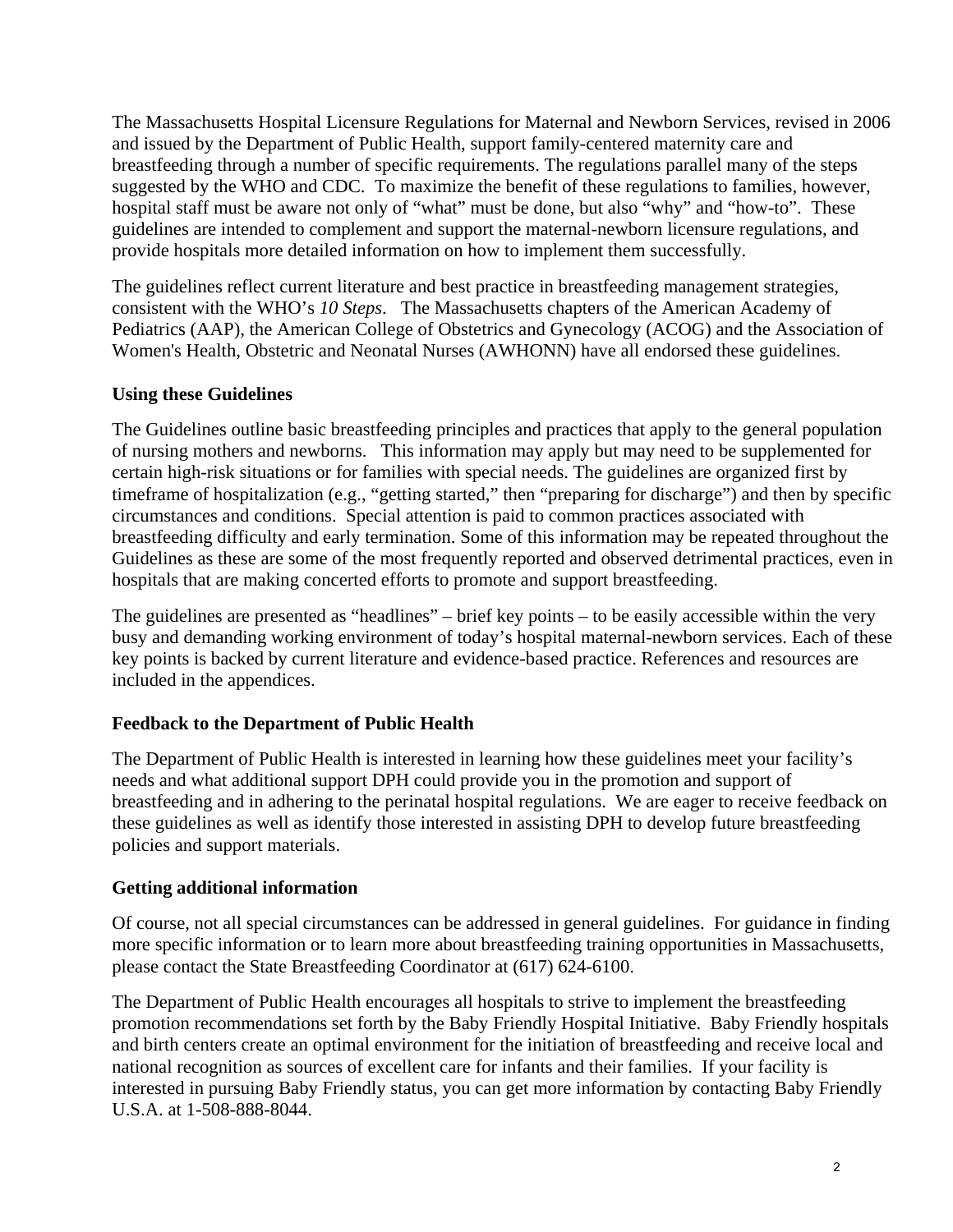The Massachusetts Hospital Licensure Regulations for Maternal and Newborn Services, revised in 2006 and issued by the Department of Public Health, support family-centered maternity care and breastfeeding through a number of specific requirements. The regulations parallel many of the steps suggested by the WHO and CDC. To maximize the benefit of these regulations to families, however, hospital staff must be aware not only of "what" must be done, but also "why" and "how-to". These guidelines are intended to complement and support the maternal-newborn licensure regulations, and provide hospitals more detailed information on how to implement them successfully.

The guidelines reflect current literature and best practice in breastfeeding management strategies, consistent with the WHO's *10 Steps*. The Massachusetts chapters of the American Academy of Pediatrics (AAP), the American College of Obstetrics and Gynecology (ACOG) and the Association of Women's Health, Obstetric and Neonatal Nurses (AWHONN) have all endorsed these guidelines.

### Using these Guidelines

The Guidelines outline basic breastfeeding principles and practices that apply to the general population of nursing mothers and newborns. This information may apply but may need to be supplemented for certain high-risk situations or for families with special needs. The guidelines are organized first by timeframe of hospitalization (e.g., "getting started," then "preparing for discharge") and then by specific circumstances and conditions. Special attention is paid to common practices associated with breastfeeding difficulty and early termination. Some of this information may be repeated throughout the Guidelines as these are some of the most frequently reported and observed detrimental practices, even in hospitals that are making concerted efforts to promote and support breastfeeding.

The guidelines are presented as "headlines" – brief key points – to be easily accessible within the very busy and demanding working environment of today's hospital maternal-newborn services. Each of these key points is backed by current literature and evidence-based practice. References and resources are included in the appendices.

### Feedback to the Department of Public Health

The Department of Public Health is interested in learning how these guidelines meet your facility's needs and what additional support DPH could provide you in the promotion and support of breastfeeding and in adhering to the perinatal hospital regulations. We are eager to receive feedback on these guidelines as well as identify those interested in assisting DPH to develop future breastfeeding policies and support materials.

### Getting additional information

Of course, not all special circumstances can be addressed in general guidelines. For guidance in finding more specific information or to learn more about breastfeeding training opportunities in Massachusetts, please contact the State Breastfeeding Coordinator at (617) 624-6100.

The Department of Public Health encourages all hospitals to strive to implement the breastfeeding promotion recommendations set forth by the Baby Friendly Hospital Initiative. Baby Friendly hospitals and birth centers create an optimal environment for the initiation of breastfeeding and receive local and national recognition as sources of excellent care for infants and their families. If your facility is interested in pursuing Baby Friendly status, you can get more information by contacting Baby Friendly U.S.A. at 1-508-888-8044.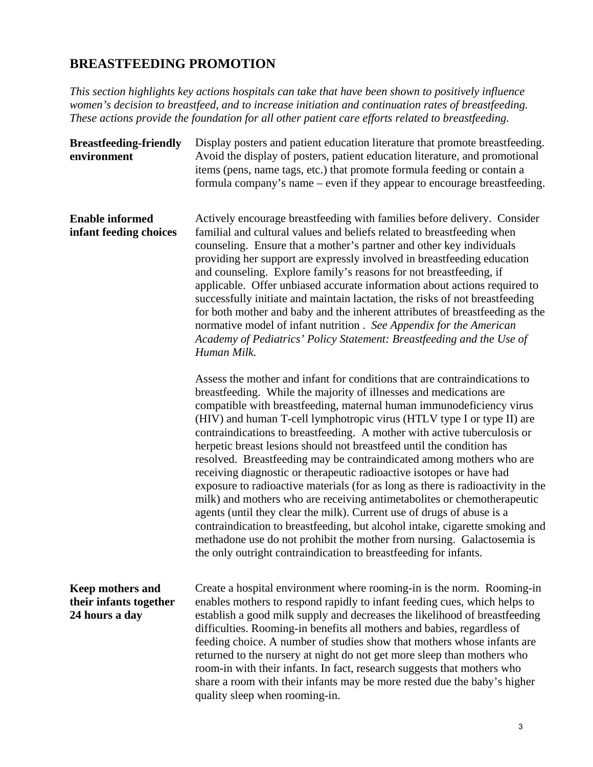## BREASTFEEDING PROMOTION

*This section highlights key actions hospitals can take that have been shown to positively influence women's decision to breastfeed, and to increase initiation and continuation rates of breastfeeding. These actions provide the foundation for all other patient care efforts related to breastfeeding.*

**Breastfeeding-friendly environment**

Display posters and patient education literature that promote breastfeeding. Avoid the display of posters, patient education literature, and promotional items (pens, name tags, etc.) that promote formula feeding or contain a formula company's name – even if they appear to encourage breastfeeding.

**Enable informed infant feeding choices**

Actively encourage breastfeeding with families before delivery. Consider familial and cultural values and beliefs related to breastfeeding when counseling. Ensure that a mother's partner and other key individuals providing her support are expressly involved in breastfeeding education and counseling. Explore family's reasons for not breastfeeding, if applicable. Offer unbiased accurate information about actions required to successfully initiate and maintain lactation, the risks of not breastfeeding for both mother and baby and the inherent attributes of breastfeeding as the normative model of infant nutrition . *See Appendix for the American Academy of Pediatrics' Policy Statement: Breastfeeding and the Use of Human Milk.*

Assess the mother and infant for conditions that are contraindications to breastfeeding. While the majority of illnesses and medications are compatible with breastfeeding, maternal human immunodeficiency virus (HIV) and human T-cell lymphotropic virus (HTLV type I or type II) are contraindications to breastfeeding. A mother with active tuberculosis or herpetic breast lesions should not breastfeed until the condition has resolved. Breastfeeding may be contraindicated among mothers who are receiving diagnostic or therapeutic radioactive isotopes or have had exposure to radioactive materials (for as long as there is radioactivity in the milk) and mothers who are receiving antimetabolites or chemotherapeutic agents (until they clear the milk). Current use of drugs of abuse is a contraindication to breastfeeding, but alcohol intake, cigarette smoking and methadone use do not prohibit the mother from nursing. Galactosemia is the only outright contraindication to breastfeeding for infants.

**Keep mothers and their infants together 24 hours a day**

Create a hospital environment where rooming-in is the norm. Rooming-in enables mothers to respond rapidly to infant feeding cues, which helps to establish a good milk supply and decreases the likelihood of breastfeeding difficulties. Rooming-in benefits all mothers and babies, regardless of feeding choice. A number of studies show that mothers whose infants are returned to the nursery at night do not get more sleep than mothers who room-in with their infants. In fact, research suggests that mothers who share a room with their infants may be more rested due the baby's higher quality sleep when rooming-in.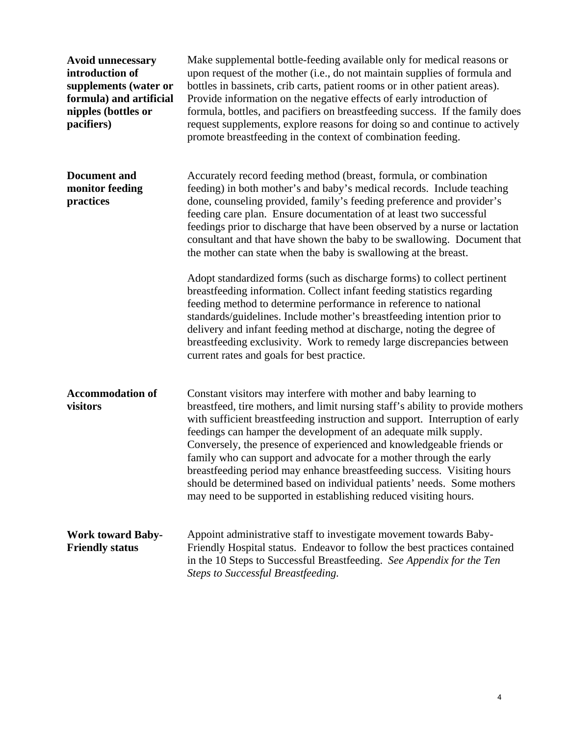**Avoid unnecessary introduction of supplements (water or formula) and artificial nipples (bottles or pacifiers)**

Make supplemental bottle-feeding available only for medical reasons or upon request of the mother (i.e., do not maintain supplies of formula and bottles in bassinets, crib carts, patient rooms or in other patient areas). Provide information on the negative effects of early introduction of formula, bottles, and pacifiers on breastfeeding success. If the family does request supplements, explore reasons for doing so and continue to actively promote breastfeeding in the context of combination feeding.

**Document and monitor feeding practices**

Accurately record feeding method (breast, formula, or combination feeding) in both mother's and baby's medical records. Include teaching done, counseling provided, family's feeding preference and provider's feeding care plan. Ensure documentation of at least two successful feedings prior to discharge that have been observed by a nurse or lactation consultant and that have shown the baby to be swallowing. Document that the mother can state when the baby is swallowing at the breast.

Adopt standardized forms (such as discharge forms) to collect pertinent breastfeeding information. Collect infant feeding statistics regarding feeding method to determine performance in reference to national standards/guidelines. Include mother's breastfeeding intention prior to delivery and infant feeding method at discharge, noting the degree of breastfeeding exclusivity. Work to remedy large discrepancies between current rates and goals for best practice.

**Accommodation of visitors**

Constant visitors may interfere with mother and baby learning to breastfeed, tire mothers, and limit nursing staff's ability to provide mothers with sufficient breastfeeding instruction and support. Interruption of early feedings can hamper the development of an adequate milk supply. Conversely, the presence of experienced and knowledgeable friends or family who can support and advocate for a mother through the early breastfeeding period may enhance breastfeeding success. Visiting hours should be determined based on individual patients' needs. Some mothers may need to be supported in establishing reduced visiting hours.

**Work toward Baby-Friendly status**

Appoint administrative staff to investigate movement towards Baby-Friendly Hospital status. Endeavor to follow the best practices contained in the 10 Steps to Successful Breastfeeding. *See Appendix for the Ten Steps to Successful Breastfeeding.*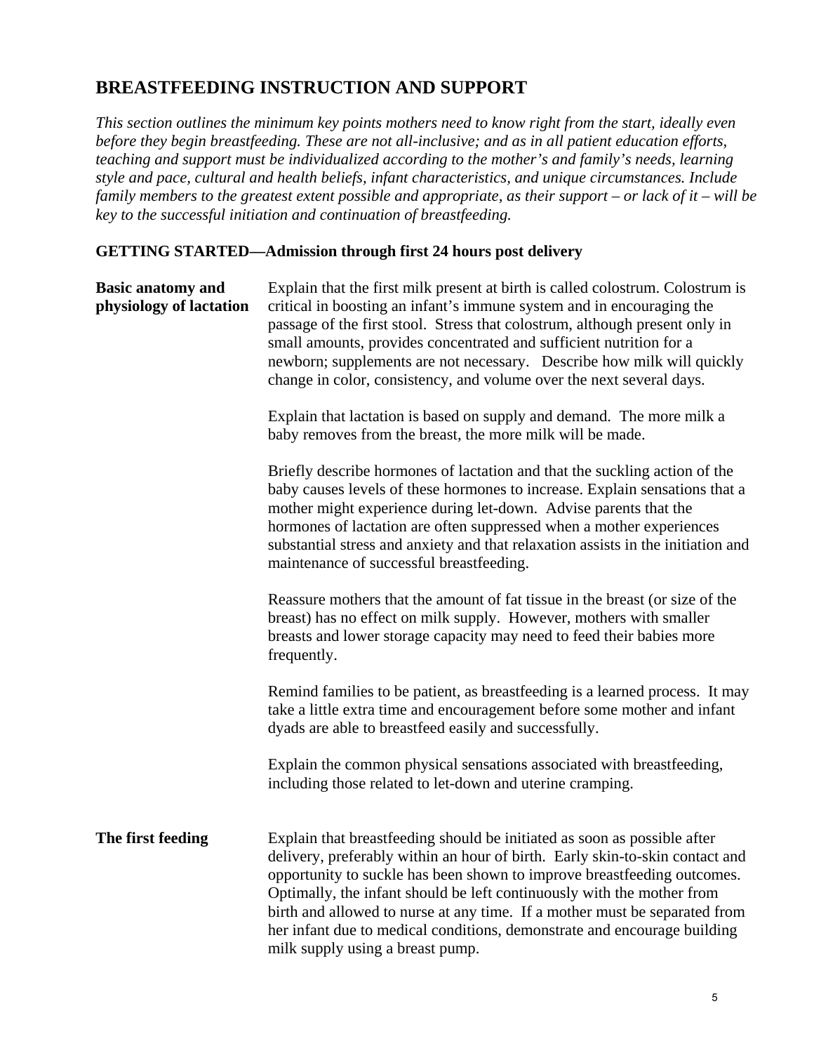## BREASTFEEDING INSTRUCTION AND SUPPORT

*This section outlines the minimum key points mothers need to know right from the start, ideally even before they begin breastfeeding. These are not all-inclusive; and as in all patient education efforts, teaching and support must be individualized according to the mother's and family's needs, learning style and pace, cultural and health beliefs, infant characteristics, and unique circumstances. Include family members to the greatest extent possible and appropriate, as their support – or lack of it – will be key to the successful initiation and continuation of breastfeeding.*

### GETTING STARTED—Admission through first 24 hours post delivery

**Basic anatomy and physiology of lactation**

Explain that the first milk present at birth is called colostrum. Colostrum is critical in boosting an infant's immune system and in encouraging the passage of the first stool. Stress that colostrum, although present only in small amounts, provides concentrated and sufficient nutrition for a newborn; supplements are not necessary. Describe how milk will quickly change in color, consistency, and volume over the next several days.

Explain that lactation is based on supply and demand. The more milk a baby removes from the breast, the more milk will be made.

Briefly describe hormones of lactation and that the suckling action of the baby causes levels of these hormones to increase. Explain sensations that a mother might experience during let-down. Advise parents that the hormones of lactation are often suppressed when a mother experiences substantial stress and anxiety and that relaxation assists in the initiation and maintenance of successful breastfeeding.

Reassure mothers that the amount of fat tissue in the breast (or size of the breast) has no effect on milk supply. However, mothers with smaller breasts and lower storage capacity may need to feed their babies more frequently.

Remind families to be patient, as breastfeeding is a learned process. It may take a little extra time and encouragement before some mother and infant dyads are able to breastfeed easily and successfully.

Explain the common physical sensations associated with breastfeeding, including those related to let-down and uterine cramping.

**The first feeding**

Explain that breastfeeding should be initiated as soon as possible after delivery, preferably within an hour of birth. Early skin-to-skin contact and opportunity to suckle has been shown to improve breastfeeding outcomes. Optimally, the infant should be left continuously with the mother from birth and allowed to nurse at any time. If a mother must be separated from her infant due to medical conditions, demonstrate and encourage building milk supply using a breast pump.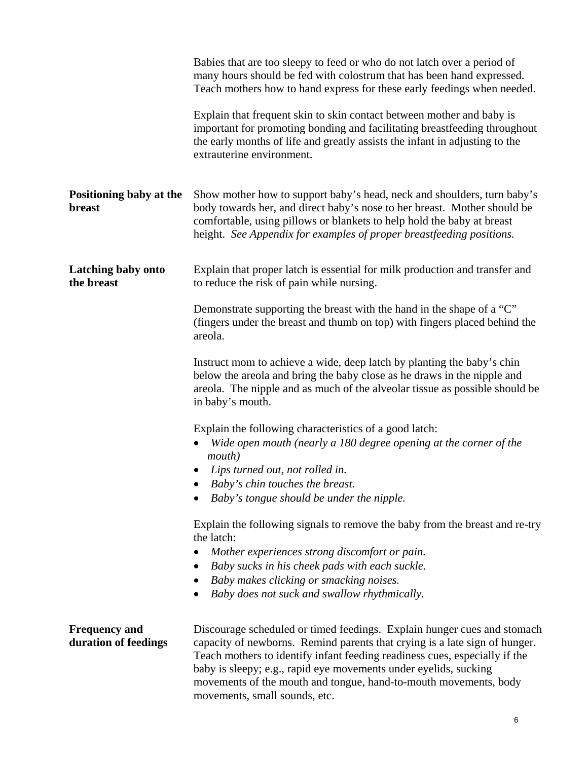Babies that are too sleepy to feed or who do not latch over a period of many hours should be fed with colostrum that has been hand expressed. Teach mothers how to hand express for these early feedings when needed.

Explain that frequent skin to skin contact between mother and baby is important for promoting bonding and facilitating breastfeeding throughout the early months of life and greatly assists the infant in adjusting to the extrauterine environment.

**Positioning baby at the breast**

Show mother how to support baby's head, neck and shoulders, turn baby's body towards her, and direct baby's nose to her breast. Mother should be comfortable, using pillows or blankets to help hold the baby at breast height. *See Appendix for examples of proper breastfeeding positions.*

**Latching baby onto the breast**

Explain that proper latch is essential for milk production and transfer and to reduce the risk of pain while nursing.

Demonstrate supporting the breast with the hand in the shape of a "C" (fingers under the breast and thumb on top) with fingers placed behind the areola.

Instruct mom to achieve a wide, deep latch by planting the baby's chin below the areola and bring the baby close as he draws in the nipple and areola. The nipple and as much of the alveolar tissue as possible should be in baby's mouth.

Explain the following characteristics of a good latch:

- *Wide open mouth (nearly a 180 degree opening at the corner of the mouth)*
- *Lips turned out, not rolled in.*
- *Baby's chin touches the breast.*
- *Baby's tongue should be under the nipple.*

Explain the following signals to remove the baby from the breast and re-try the latch:

- *Mother experiences strong discomfort or pain.*
- *Baby sucks in his cheek pads with each suckle.*
- *Baby makes clicking or smacking noises.*
- *Baby does not suck and swallow rhythmically.*

**Frequency and duration of feedings**

Discourage scheduled or timed feedings. Explain hunger cues and stomach capacity of newborns. Remind parents that crying is a late sign of hunger. Teach mothers to identify infant feeding readiness cues, especially if the baby is sleepy; e.g., rapid eye movements under eyelids, sucking movements of the mouth and tongue, hand-to-mouth movements, body movements, small sounds, etc.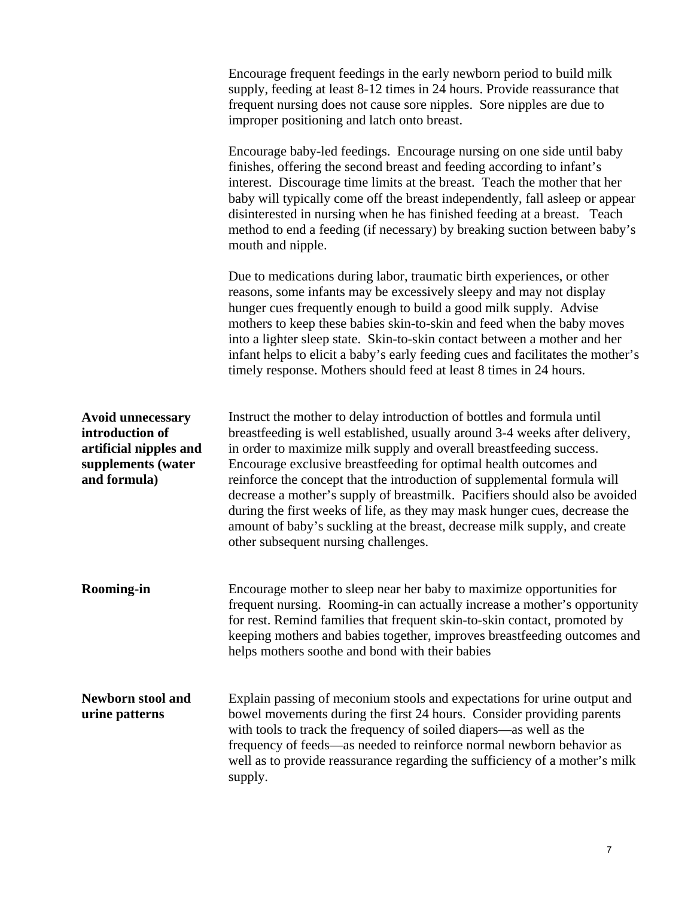Encourage frequent feedings in the early newborn period to build milk supply, feeding at least 8-12 times in 24 hours. Provide reassurance that frequent nursing does not cause sore nipples. Sore nipples are due to improper positioning and latch onto breast.

Encourage baby-led feedings. Encourage nursing on one side until baby finishes, offering the second breast and feeding according to infant's interest. Discourage time limits at the breast. Teach the mother that her baby will typically come off the breast independently, fall asleep or appear disinterested in nursing when he has finished feeding at a breast. Teach method to end a feeding (if necessary) by breaking suction between baby's mouth and nipple.

Due to medications during labor, traumatic birth experiences, or other reasons, some infants may be excessively sleepy and may not display hunger cues frequently enough to build a good milk supply. Advise mothers to keep these babies skin-to-skin and feed when the baby moves into a lighter sleep state. Skin-to-skin contact between a mother and her infant helps to elicit a baby's early feeding cues and facilitates the mother's timely response. Mothers should feed at least 8 times in 24 hours.

**Avoid unnecessary introduction of artificial nipples and supplements (water and formula)**

Instruct the mother to delay introduction of bottles and formula until breastfeeding is well established, usually around 3-4 weeks after delivery, in order to maximize milk supply and overall breastfeeding success. Encourage exclusive breastfeeding for optimal health outcomes and reinforce the concept that the introduction of supplemental formula will decrease a mother's supply of breastmilk. Pacifiers should also be avoided during the first weeks of life, as they may mask hunger cues, decrease the amount of baby's suckling at the breast, decrease milk supply, and create other subsequent nursing challenges.

**Rooming-in**

Encourage mother to sleep near her baby to maximize opportunities for frequent nursing. Rooming-in can actually increase a mother's opportunity for rest. Remind families that frequent skin-to-skin contact, promoted by keeping mothers and babies together, improves breastfeeding outcomes and helps mothers soothe and bond with their babies

**Newborn stool and urine patterns**

Explain passing of meconium stools and expectations for urine output and bowel movements during the first 24 hours. Consider providing parents with tools to track the frequency of soiled diapers—as well as the frequency of feeds—as needed to reinforce normal newborn behavior as well as to provide reassurance regarding the sufficiency of a mother's milk supply.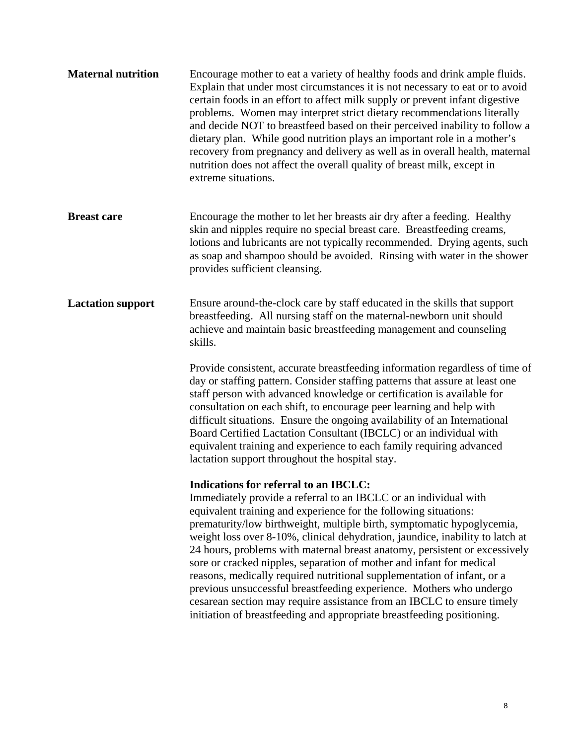**Maternal nutrition**

Encourage mother to eat a variety of healthy foods and drink ample fluids. Explain that under most circumstances it is not necessary to eat or to avoid certain foods in an effort to affect milk supply or prevent infant digestive problems. Women may interpret strict dietary recommendations literally and decide NOT to breastfeed based on their perceived inability to follow a dietary plan. While good nutrition plays an important role in a mother's recovery from pregnancy and delivery as well as in overall health, maternal nutrition does not affect the overall quality of breast milk, except in extreme situations.

**Breast care**

Encourage the mother to let her breasts air dry after a feeding. Healthy skin and nipples require no special breast care. Breastfeeding creams, lotions and lubricants are not typically recommended. Drying agents, such as soap and shampoo should be avoided. Rinsing with water in the shower provides sufficient cleansing.

**Lactation support**

Ensure around-the-clock care by staff educated in the skills that support breastfeeding. All nursing staff on the maternal-newborn unit should achieve and maintain basic breastfeeding management and counseling skills.

Provide consistent, accurate breastfeeding information regardless of time of day or staffing pattern. Consider staffing patterns that assure at least one staff person with advanced knowledge or certification is available for consultation on each shift, to encourage peer learning and help with difficult situations. Ensure the ongoing availability of an International Board Certified Lactation Consultant (IBCLC) or an individual with equivalent training and experience to each family requiring advanced lactation support throughout the hospital stay.

**Indications for referral to an IBCLC:**
Immediately provide a referral to an IBCLC or an individual with equivalent training and experience for the following situations: prematurity/low birthweight, multiple birth, symptomatic hypoglycemia, weight loss over 8-10%, clinical dehydration, jaundice, inability to latch at 24 hours, problems with maternal breast anatomy, persistent or excessively sore or cracked nipples, separation of mother and infant for medical reasons, medically required nutritional supplementation of infant, or a previous unsuccessful breastfeeding experience. Mothers who undergo cesarean section may require assistance from an IBCLC to ensure timely initiation of breastfeeding and appropriate breastfeeding positioning.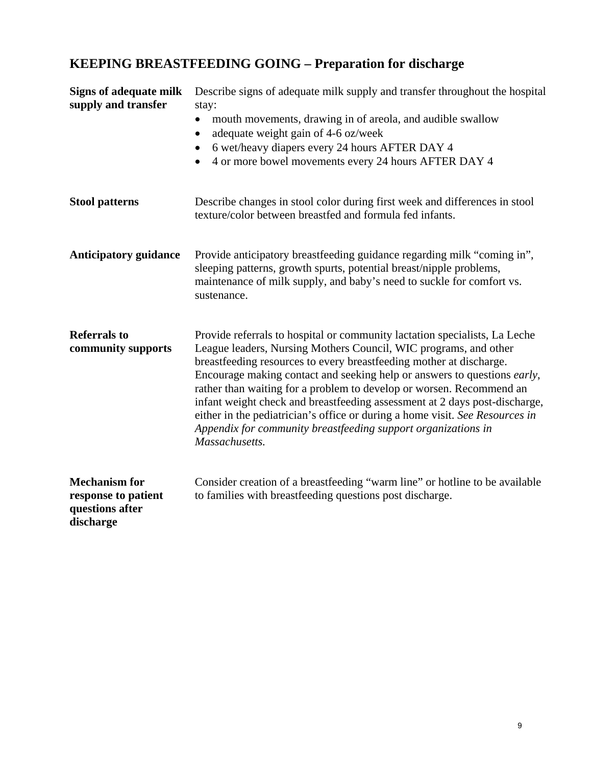## KEEPING BREASTFEEDING GOING – Preparation for discharge

**Signs of adequate milk supply and transfer**

Describe signs of adequate milk supply and transfer throughout the hospital stay:

- mouth movements, drawing in of areola, and audible swallow
- adequate weight gain of 4-6 oz/week
- 6 wet/heavy diapers every 24 hours AFTER DAY 4
- 4 or more bowel movements every 24 hours AFTER DAY 4

**Stool patterns**

Describe changes in stool color during first week and differences in stool texture/color between breastfed and formula fed infants.

**Anticipatory guidance**

Provide anticipatory breastfeeding guidance regarding milk "coming in", sleeping patterns, growth spurts, potential breast/nipple problems, maintenance of milk supply, and baby's need to suckle for comfort vs. sustenance.

**Referrals to community supports**

Provide referrals to hospital or community lactation specialists, La Leche League leaders, Nursing Mothers Council, WIC programs, and other breastfeeding resources to every breastfeeding mother at discharge. Encourage making contact and seeking help or answers to questions *early*, rather than waiting for a problem to develop or worsen. Recommend an infant weight check and breastfeeding assessment at 2 days post-discharge, either in the pediatrician's office or during a home visit. *See Resources in Appendix for community breastfeeding support organizations in Massachusetts.*

**Mechanism for response to patient questions after discharge**

Consider creation of a breastfeeding "warm line" or hotline to be available to families with breastfeeding questions post discharge.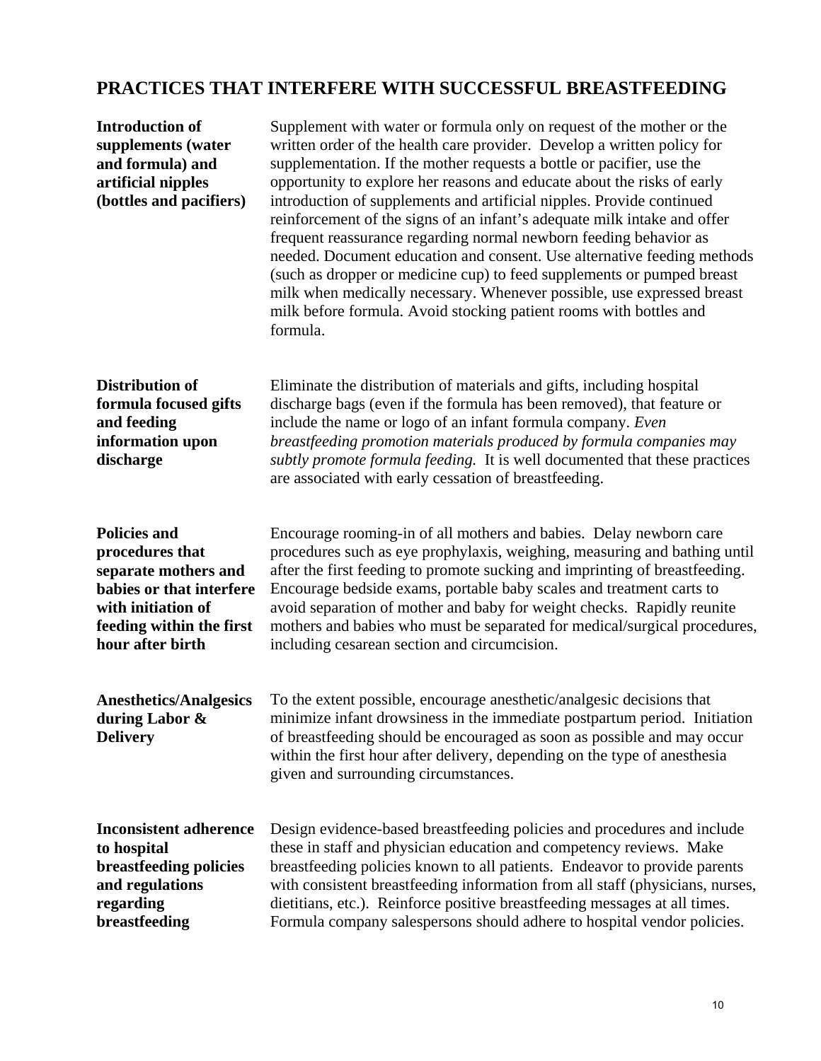## PRACTICES THAT INTERFERE WITH SUCCESSFUL BREASTFEEDING

| | |
|---|---|
| **Introduction of supplements (water and formula) and artificial nipples (bottles and pacifiers)** | Supplement with water or formula only on request of the mother or the written order of the health care provider. Develop a written policy for supplementation. If the mother requests a bottle or pacifier, use the opportunity to explore her reasons and educate about the risks of early introduction of supplements and artificial nipples. Provide continued reinforcement of the signs of an infant's adequate milk intake and offer frequent reassurance regarding normal newborn feeding behavior as needed. Document education and consent. Use alternative feeding methods (such as dropper or medicine cup) to feed supplements or pumped breast milk when medically necessary. Whenever possible, use expressed breast milk before formula. Avoid stocking patient rooms with bottles and formula. |
| **Distribution of formula focused gifts and feeding information upon discharge** | Eliminate the distribution of materials and gifts, including hospital discharge bags (even if the formula has been removed), that feature or include the name or logo of an infant formula company. *Even breastfeeding promotion materials produced by formula companies may subtly promote formula feeding.* It is well documented that these practices are associated with early cessation of breastfeeding. |
| **Policies and procedures that separate mothers and babies or that interfere with initiation of feeding within the first hour after birth** | Encourage rooming-in of all mothers and babies. Delay newborn care procedures such as eye prophylaxis, weighing, measuring and bathing until after the first feeding to promote sucking and imprinting of breastfeeding. Encourage bedside exams, portable baby scales and treatment carts to avoid separation of mother and baby for weight checks. Rapidly reunite mothers and babies who must be separated for medical/surgical procedures, including cesarean section and circumcision. |
| **Anesthetics/Analgesics during Labor & Delivery** | To the extent possible, encourage anesthetic/analgesic decisions that minimize infant drowsiness in the immediate postpartum period. Initiation of breastfeeding should be encouraged as soon as possible and may occur within the first hour after delivery, depending on the type of anesthesia given and surrounding circumstances. |
| **Inconsistent adherence to hospital breastfeeding policies and regulations regarding breastfeeding** | Design evidence-based breastfeeding policies and procedures and include these in staff and physician education and competency reviews. Make breastfeeding policies known to all patients. Endeavor to provide parents with consistent breastfeeding information from all staff (physicians, nurses, dietitians, etc.). Reinforce positive breastfeeding messages at all times. Formula company salespersons should adhere to hospital vendor policies. |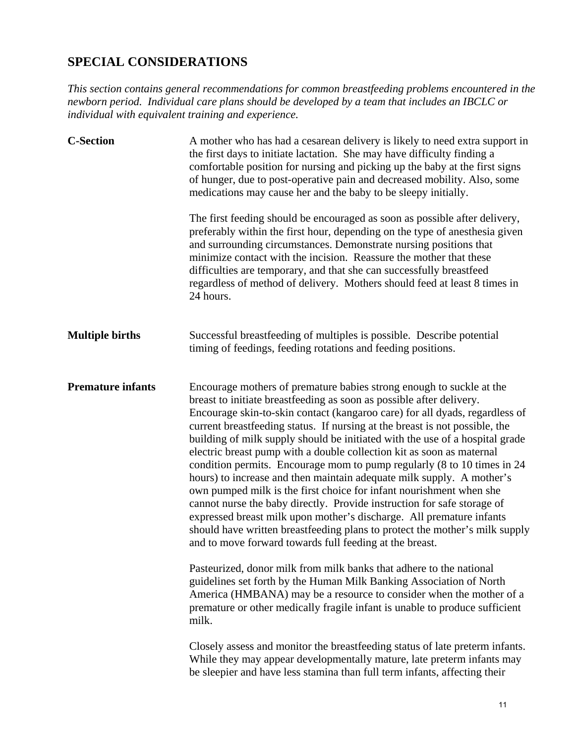## SPECIAL CONSIDERATIONS

*This section contains general recommendations for common breastfeeding problems encountered in the newborn period. Individual care plans should be developed by a team that includes an IBCLC or individual with equivalent training and experience.*

**C-Section**

A mother who has had a cesarean delivery is likely to need extra support in the first days to initiate lactation. She may have difficulty finding a comfortable position for nursing and picking up the baby at the first signs of hunger, due to post-operative pain and decreased mobility. Also, some medications may cause her and the baby to be sleepy initially.

The first feeding should be encouraged as soon as possible after delivery, preferably within the first hour, depending on the type of anesthesia given and surrounding circumstances. Demonstrate nursing positions that minimize contact with the incision. Reassure the mother that these difficulties are temporary, and that she can successfully breastfeed regardless of method of delivery. Mothers should feed at least 8 times in 24 hours.

**Multiple births**

Successful breastfeeding of multiples is possible. Describe potential timing of feedings, feeding rotations and feeding positions.

**Premature infants**

Encourage mothers of premature babies strong enough to suckle at the breast to initiate breastfeeding as soon as possible after delivery. Encourage skin-to-skin contact (kangaroo care) for all dyads, regardless of current breastfeeding status. If nursing at the breast is not possible, the building of milk supply should be initiated with the use of a hospital grade electric breast pump with a double collection kit as soon as maternal condition permits. Encourage mom to pump regularly (8 to 10 times in 24 hours) to increase and then maintain adequate milk supply. A mother's own pumped milk is the first choice for infant nourishment when she cannot nurse the baby directly. Provide instruction for safe storage of expressed breast milk upon mother's discharge. All premature infants should have written breastfeeding plans to protect the mother's milk supply and to move forward towards full feeding at the breast.

Pasteurized, donor milk from milk banks that adhere to the national guidelines set forth by the Human Milk Banking Association of North America (HMBANA) may be a resource to consider when the mother of a premature or other medically fragile infant is unable to produce sufficient milk.

Closely assess and monitor the breastfeeding status of late preterm infants. While they may appear developmentally mature, late preterm infants may be sleepier and have less stamina than full term infants, affecting their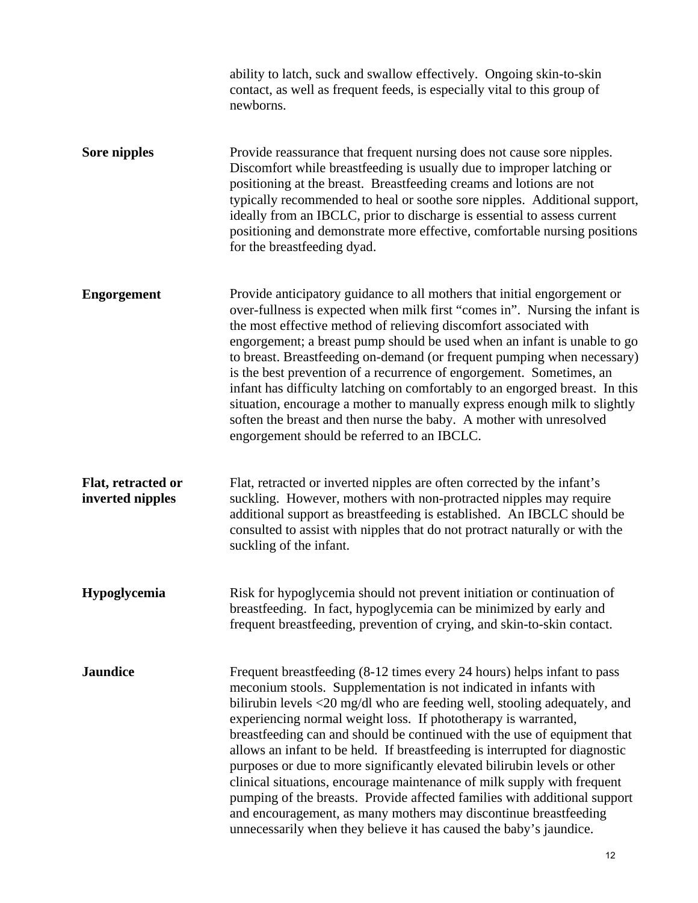ability to latch, suck and swallow effectively. Ongoing skin-to-skin contact, as well as frequent feeds, is especially vital to this group of newborns.

**Sore nipples**

Provide reassurance that frequent nursing does not cause sore nipples. Discomfort while breastfeeding is usually due to improper latching or positioning at the breast. Breastfeeding creams and lotions are not typically recommended to heal or soothe sore nipples. Additional support, ideally from an IBCLC, prior to discharge is essential to assess current positioning and demonstrate more effective, comfortable nursing positions for the breastfeeding dyad.

**Engorgement**

Provide anticipatory guidance to all mothers that initial engorgement or over-fullness is expected when milk first "comes in". Nursing the infant is the most effective method of relieving discomfort associated with engorgement; a breast pump should be used when an infant is unable to go to breast. Breastfeeding on-demand (or frequent pumping when necessary) is the best prevention of a recurrence of engorgement. Sometimes, an infant has difficulty latching on comfortably to an engorged breast. In this situation, encourage a mother to manually express enough milk to slightly soften the breast and then nurse the baby. A mother with unresolved engorgement should be referred to an IBCLC.

**Flat, retracted or inverted nipples**

Flat, retracted or inverted nipples are often corrected by the infant's suckling. However, mothers with non-protracted nipples may require additional support as breastfeeding is established. An IBCLC should be consulted to assist with nipples that do not protract naturally or with the suckling of the infant.

**Hypoglycemia**

Risk for hypoglycemia should not prevent initiation or continuation of breastfeeding. In fact, hypoglycemia can be minimized by early and frequent breastfeeding, prevention of crying, and skin-to-skin contact.

**Jaundice**

Frequent breastfeeding (8-12 times every 24 hours) helps infant to pass meconium stools. Supplementation is not indicated in infants with bilirubin levels <20 mg/dl who are feeding well, stooling adequately, and experiencing normal weight loss. If phototherapy is warranted, breastfeeding can and should be continued with the use of equipment that allows an infant to be held. If breastfeeding is interrupted for diagnostic purposes or due to more significantly elevated bilirubin levels or other clinical situations, encourage maintenance of milk supply with frequent pumping of the breasts. Provide affected families with additional support and encouragement, as many mothers may discontinue breastfeeding unnecessarily when they believe it has caused the baby's jaundice.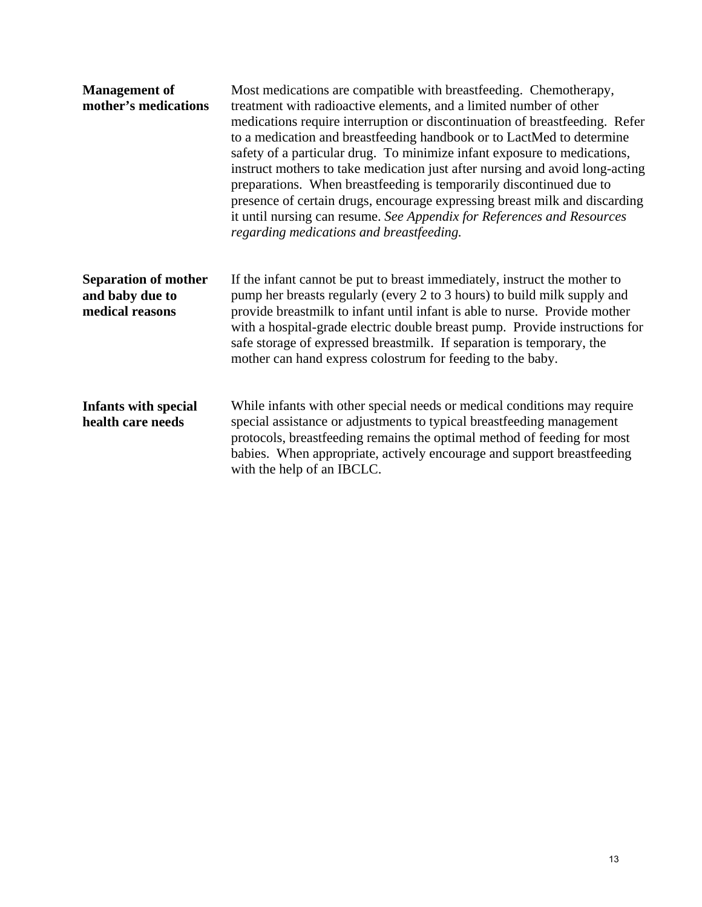**Management of mother's medications**

Most medications are compatible with breastfeeding. Chemotherapy, treatment with radioactive elements, and a limited number of other medications require interruption or discontinuation of breastfeeding. Refer to a medication and breastfeeding handbook or to LactMed to determine safety of a particular drug. To minimize infant exposure to medications, instruct mothers to take medication just after nursing and avoid long-acting preparations. When breastfeeding is temporarily discontinued due to presence of certain drugs, encourage expressing breast milk and discarding it until nursing can resume. *See Appendix for References and Resources regarding medications and breastfeeding.*

**Separation of mother and baby due to medical reasons**

If the infant cannot be put to breast immediately, instruct the mother to pump her breasts regularly (every 2 to 3 hours) to build milk supply and provide breastmilk to infant until infant is able to nurse. Provide mother with a hospital-grade electric double breast pump. Provide instructions for safe storage of expressed breastmilk. If separation is temporary, the mother can hand express colostrum for feeding to the baby.

**Infants with special health care needs**

While infants with other special needs or medical conditions may require special assistance or adjustments to typical breastfeeding management protocols, breastfeeding remains the optimal method of feeding for most babies. When appropriate, actively encourage and support breastfeeding with the help of an IBCLC.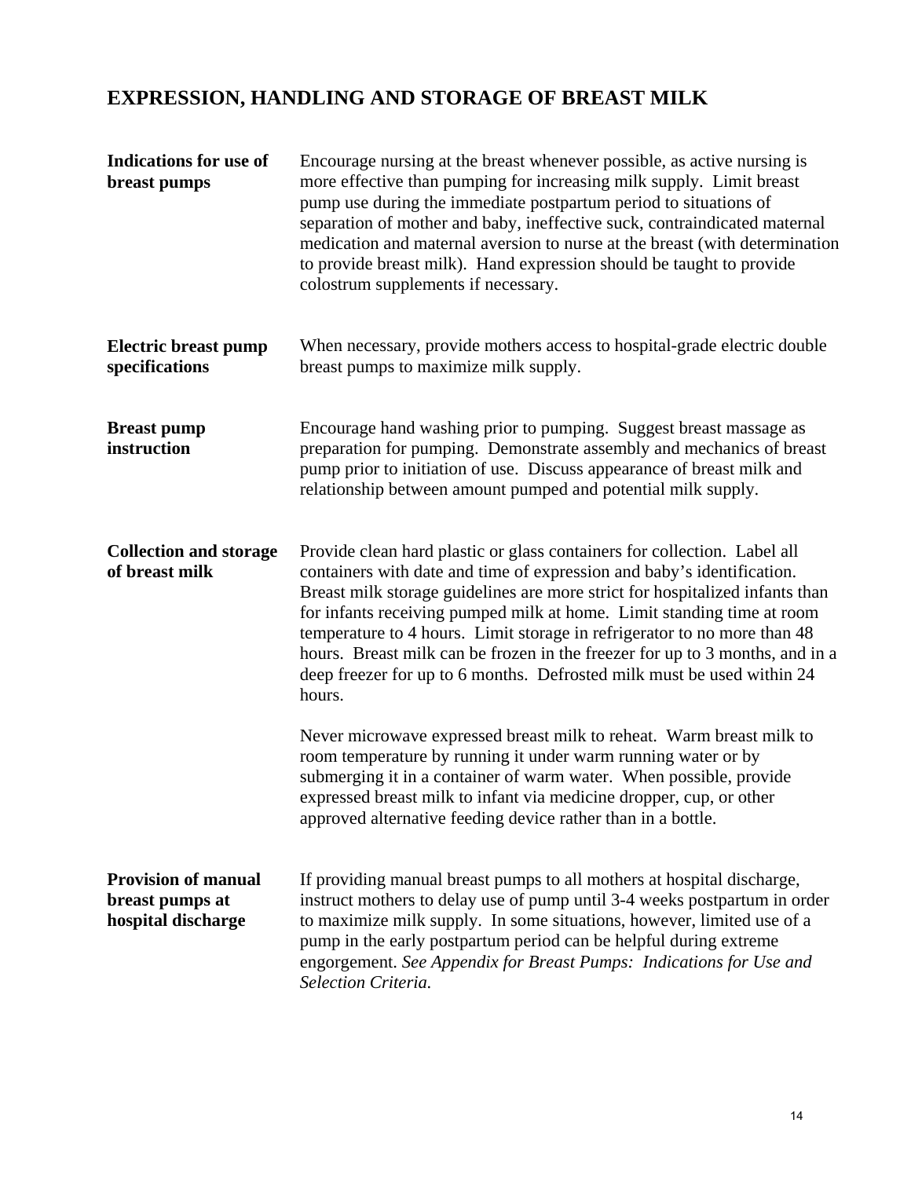## EXPRESSION, HANDLING AND STORAGE OF BREAST MILK

**Indications for use of breast pumps**

Encourage nursing at the breast whenever possible, as active nursing is more effective than pumping for increasing milk supply. Limit breast pump use during the immediate postpartum period to situations of separation of mother and baby, ineffective suck, contraindicated maternal medication and maternal aversion to nurse at the breast (with determination to provide breast milk). Hand expression should be taught to provide colostrum supplements if necessary.

**Electric breast pump specifications**

When necessary, provide mothers access to hospital-grade electric double breast pumps to maximize milk supply.

**Breast pump instruction**

Encourage hand washing prior to pumping. Suggest breast massage as preparation for pumping. Demonstrate assembly and mechanics of breast pump prior to initiation of use. Discuss appearance of breast milk and relationship between amount pumped and potential milk supply.

**Collection and storage of breast milk**

Provide clean hard plastic or glass containers for collection. Label all containers with date and time of expression and baby's identification. Breast milk storage guidelines are more strict for hospitalized infants than for infants receiving pumped milk at home. Limit standing time at room temperature to 4 hours. Limit storage in refrigerator to no more than 48 hours. Breast milk can be frozen in the freezer for up to 3 months, and in a deep freezer for up to 6 months. Defrosted milk must be used within 24 hours.

Never microwave expressed breast milk to reheat. Warm breast milk to room temperature by running it under warm running water or by submerging it in a container of warm water. When possible, provide expressed breast milk to infant via medicine dropper, cup, or other approved alternative feeding device rather than in a bottle.

**Provision of manual breast pumps at hospital discharge**

If providing manual breast pumps to all mothers at hospital discharge, instruct mothers to delay use of pump until 3-4 weeks postpartum in order to maximize milk supply. In some situations, however, limited use of a pump in the early postpartum period can be helpful during extreme engorgement. *See Appendix for Breast Pumps: Indications for Use and Selection Criteria.*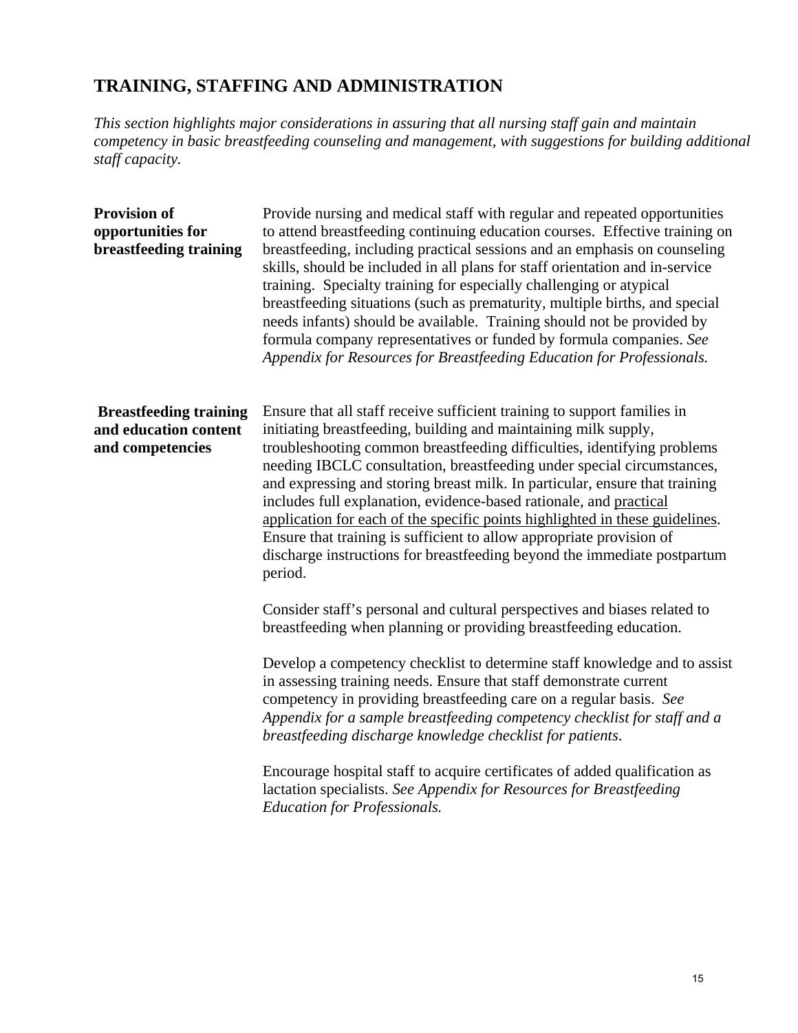## TRAINING, STAFFING AND ADMINISTRATION

*This section highlights major considerations in assuring that all nursing staff gain and maintain competency in basic breastfeeding counseling and management, with suggestions for building additional staff capacity.*

**Provision of opportunities for breastfeeding training**

Provide nursing and medical staff with regular and repeated opportunities to attend breastfeeding continuing education courses. Effective training on breastfeeding, including practical sessions and an emphasis on counseling skills, should be included in all plans for staff orientation and in-service training. Specialty training for especially challenging or atypical breastfeeding situations (such as prematurity, multiple births, and special needs infants) should be available. Training should not be provided by formula company representatives or funded by formula companies. *See Appendix for Resources for Breastfeeding Education for Professionals.*

**Breastfeeding training and education content and competencies**

Ensure that all staff receive sufficient training to support families in initiating breastfeeding, building and maintaining milk supply, troubleshooting common breastfeeding difficulties, identifying problems needing IBCLC consultation, breastfeeding under special circumstances, and expressing and storing breast milk. In particular, ensure that training includes full explanation, evidence-based rationale, and <u>practical application for each of the specific points highlighted in these guidelines</u>. Ensure that training is sufficient to allow appropriate provision of discharge instructions for breastfeeding beyond the immediate postpartum period.

Consider staff's personal and cultural perspectives and biases related to breastfeeding when planning or providing breastfeeding education.

Develop a competency checklist to determine staff knowledge and to assist in assessing training needs. Ensure that staff demonstrate current competency in providing breastfeeding care on a regular basis. *See Appendix for a sample breastfeeding competency checklist for staff and a breastfeeding discharge knowledge checklist for patients.*

Encourage hospital staff to acquire certificates of added qualification as lactation specialists. *See Appendix for Resources for Breastfeeding Education for Professionals.*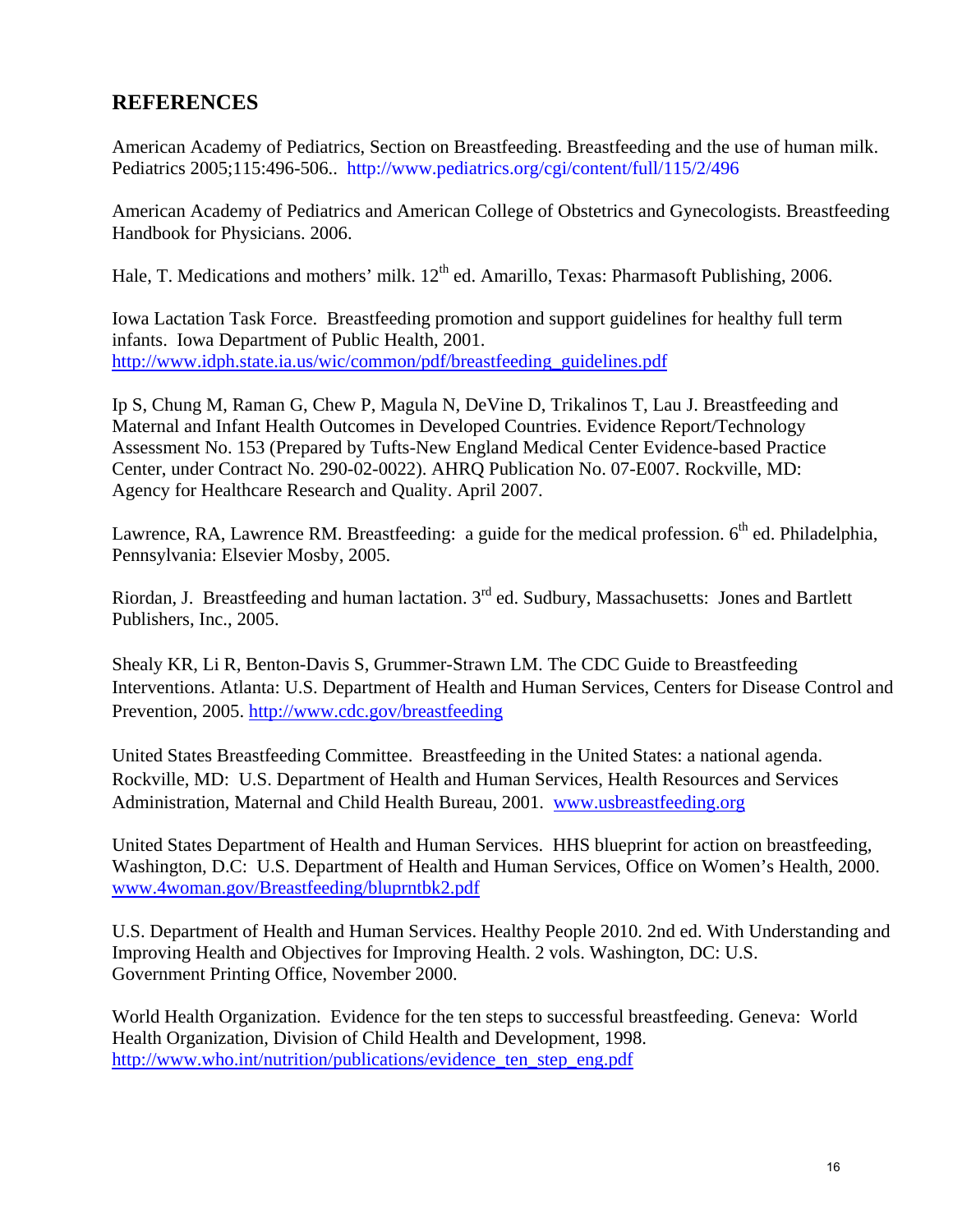## REFERENCES

American Academy of Pediatrics, Section on Breastfeeding. Breastfeeding and the use of human milk. Pediatrics 2005;115:496-506.. http://www.pediatrics.org/cgi/content/full/115/2/496

American Academy of Pediatrics and American College of Obstetrics and Gynecologists. Breastfeeding Handbook for Physicians. 2006.

Hale, T. Medications and mothers' milk. 12th ed. Amarillo, Texas: Pharmasoft Publishing, 2006.

Iowa Lactation Task Force. Breastfeeding promotion and support guidelines for healthy full term infants. Iowa Department of Public Health, 2001. http://www.idph.state.ia.us/wic/common/pdf/breastfeeding_guidelines.pdf

Ip S, Chung M, Raman G, Chew P, Magula N, DeVine D, Trikalinos T, Lau J. Breastfeeding and Maternal and Infant Health Outcomes in Developed Countries. Evidence Report/Technology Assessment No. 153 (Prepared by Tufts-New England Medical Center Evidence-based Practice Center, under Contract No. 290-02-0022). AHRQ Publication No. 07-E007. Rockville, MD: Agency for Healthcare Research and Quality. April 2007.

Lawrence, RA, Lawrence RM. Breastfeeding: a guide for the medical profession. 6th ed. Philadelphia, Pennsylvania: Elsevier Mosby, 2005.

Riordan, J. Breastfeeding and human lactation. 3rd ed. Sudbury, Massachusetts: Jones and Bartlett Publishers, Inc., 2005.

Shealy KR, Li R, Benton-Davis S, Grummer-Strawn LM. The CDC Guide to Breastfeeding Interventions. Atlanta: U.S. Department of Health and Human Services, Centers for Disease Control and Prevention, 2005. http://www.cdc.gov/breastfeeding

United States Breastfeeding Committee. Breastfeeding in the United States: a national agenda. Rockville, MD: U.S. Department of Health and Human Services, Health Resources and Services Administration, Maternal and Child Health Bureau, 2001. www.usbreastfeeding.org

United States Department of Health and Human Services. HHS blueprint for action on breastfeeding, Washington, D.C: U.S. Department of Health and Human Services, Office on Women's Health, 2000. www.4woman.gov/Breastfeeding/bluprntbk2.pdf

U.S. Department of Health and Human Services. Healthy People 2010. 2nd ed. With Understanding and Improving Health and Objectives for Improving Health. 2 vols. Washington, DC: U.S. Government Printing Office, November 2000.

World Health Organization. Evidence for the ten steps to successful breastfeeding. Geneva: World Health Organization, Division of Child Health and Development, 1998. http://www.who.int/nutrition/publications/evidence_ten_step_eng.pdf